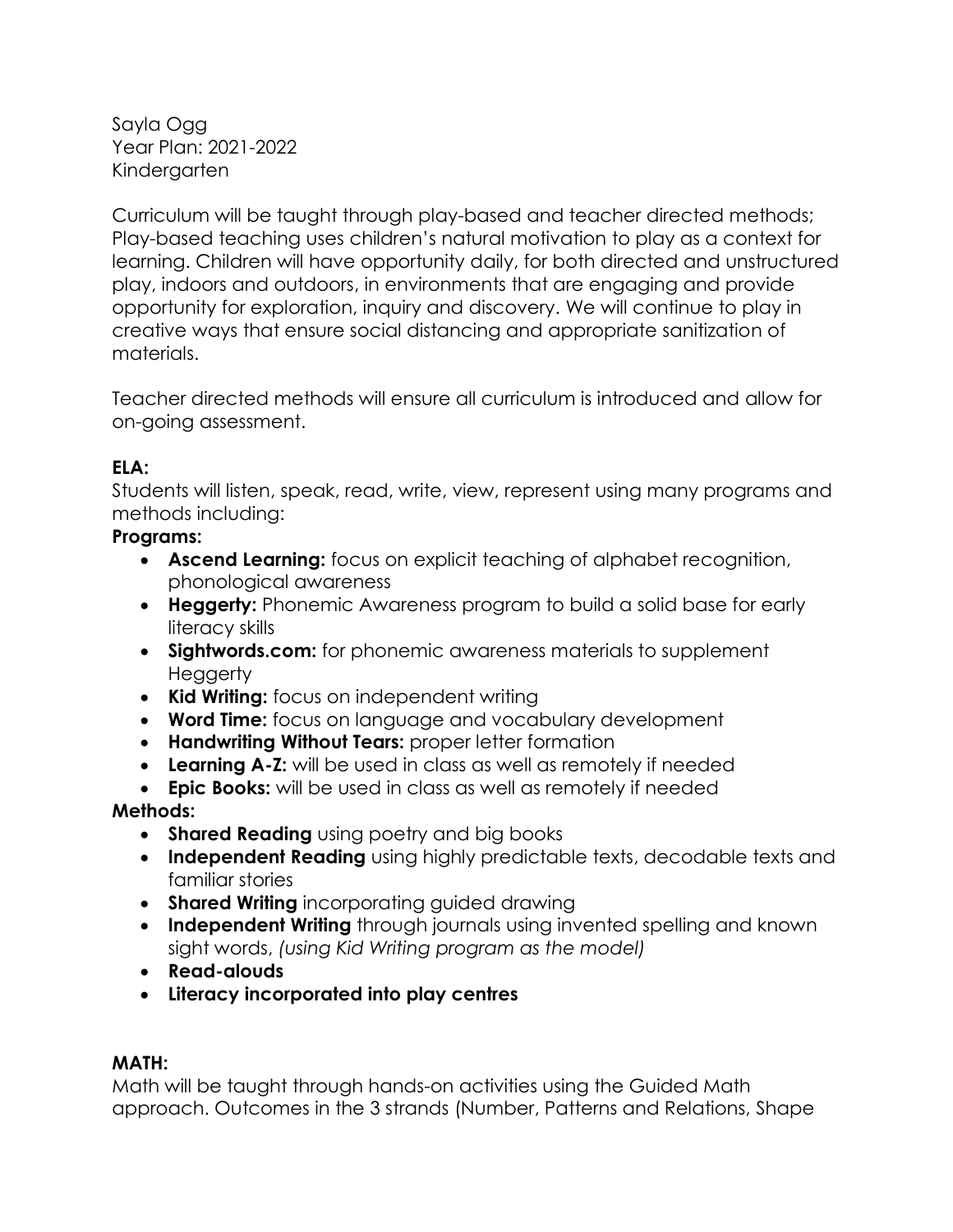Sayla Ogg
Year Plan: 2021-2022
Kindergarten

Curriculum will be taught through play-based and teacher directed methods; Play-based teaching uses children's natural motivation to play as a context for learning. Children will have opportunity daily, for both directed and unstructured play, indoors and outdoors, in environments that are engaging and provide opportunity for exploration, inquiry and discovery. We will continue to play in creative ways that ensure social distancing and appropriate sanitization of materials.

Teacher directed methods will ensure all curriculum is introduced and allow for on-going assessment.

**ELA:**
Students will listen, speak, read, write, view, represent using many programs and methods including:

**Programs:**

- **Ascend Learning:** focus on explicit teaching of alphabet recognition, phonological awareness
- **Heggerty:** Phonemic Awareness program to build a solid base for early literacy skills
- **Sightwords.com:** for phonemic awareness materials to supplement Heggerty
- **Kid Writing:** focus on independent writing
- **Word Time:** focus on language and vocabulary development
- **Handwriting Without Tears:** proper letter formation
- **Learning A-Z:** will be used in class as well as remotely if needed
- **Epic Books:** will be used in class as well as remotely if needed

**Methods**:

- **Shared Reading** using poetry and big books
- **Independent Reading** using highly predictable texts, decodable texts and familiar stories
- **Shared Writing** incorporating guided drawing
- **Independent Writing** through journals using invented spelling and known sight words, *(using Kid Writing program as the model)*
- **Read-alouds**
- **Literacy incorporated into play centres**

**MATH:**
Math will be taught through hands-on activities using the Guided Math approach. Outcomes in the 3 strands (Number, Patterns and Relations, Shape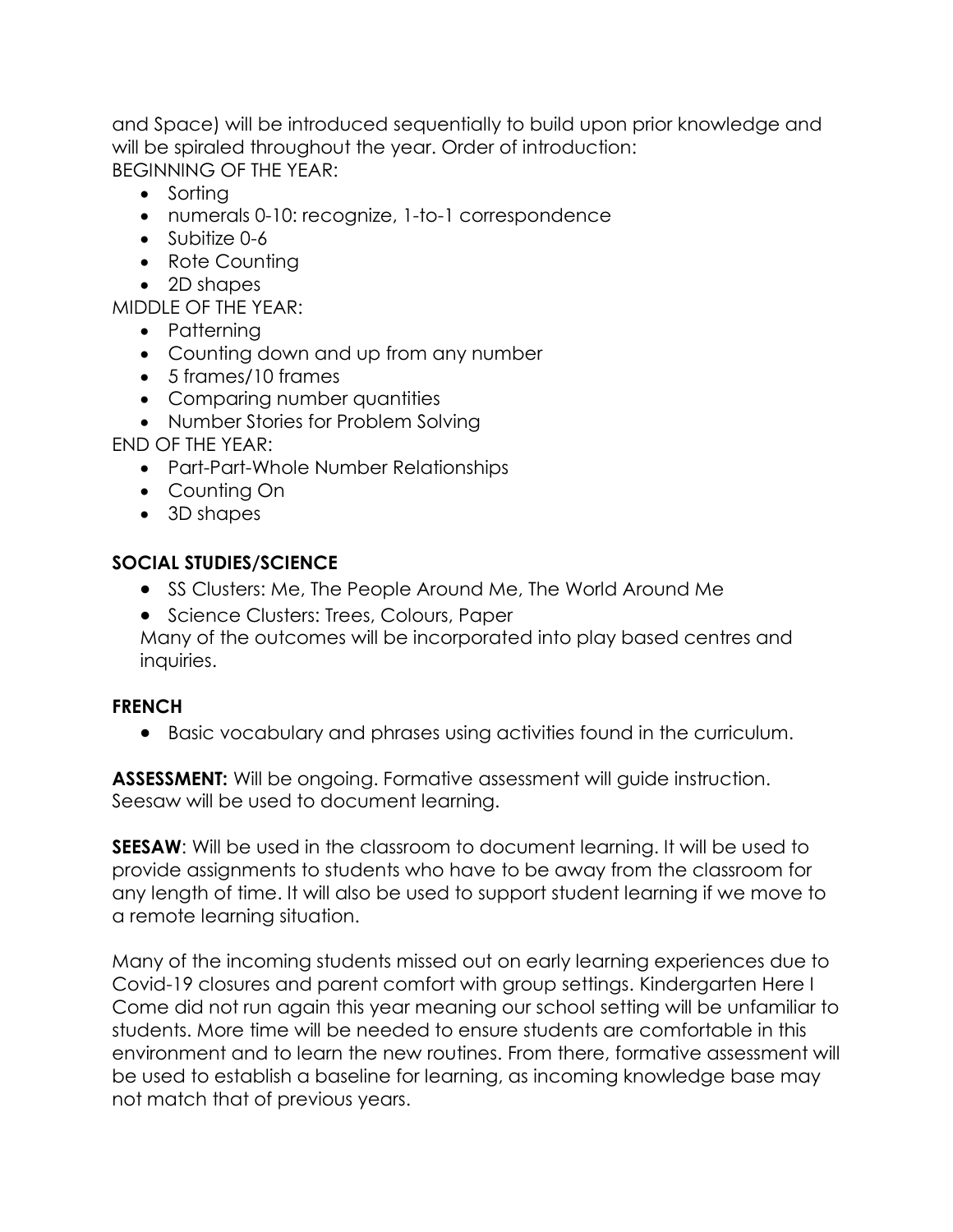and Space) will be introduced sequentially to build upon prior knowledge and will be spiraled throughout the year. Order of introduction:
BEGINNING OF THE YEAR:

- Sorting
- numerals 0-10: recognize, 1-to-1 correspondence
- Subitize 0-6
- Rote Counting
- 2D shapes

MIDDLE OF THE YEAR:

- Patterning
- Counting down and up from any number
- 5 frames/10 frames
- Comparing number quantities
- Number Stories for Problem Solving

END OF THE YEAR:

- Part-Part-Whole Number Relationships
- Counting On
- 3D shapes

**SOCIAL STUDIES/SCIENCE**

- SS Clusters: Me, The People Around Me, The World Around Me
- Science Clusters: Trees, Colours, Paper

Many of the outcomes will be incorporated into play based centres and inquiries.

**FRENCH**

- Basic vocabulary and phrases using activities found in the curriculum.

**ASSESSMENT:** Will be ongoing. Formative assessment will guide instruction. Seesaw will be used to document learning.

**SEESAW**: Will be used in the classroom to document learning. It will be used to provide assignments to students who have to be away from the classroom for any length of time. It will also be used to support student learning if we move to a remote learning situation.

Many of the incoming students missed out on early learning experiences due to Covid-19 closures and parent comfort with group settings. Kindergarten Here I Come did not run again this year meaning our school setting will be unfamiliar to students. More time will be needed to ensure students are comfortable in this environment and to learn the new routines. From there, formative assessment will be used to establish a baseline for learning, as incoming knowledge base may not match that of previous years.